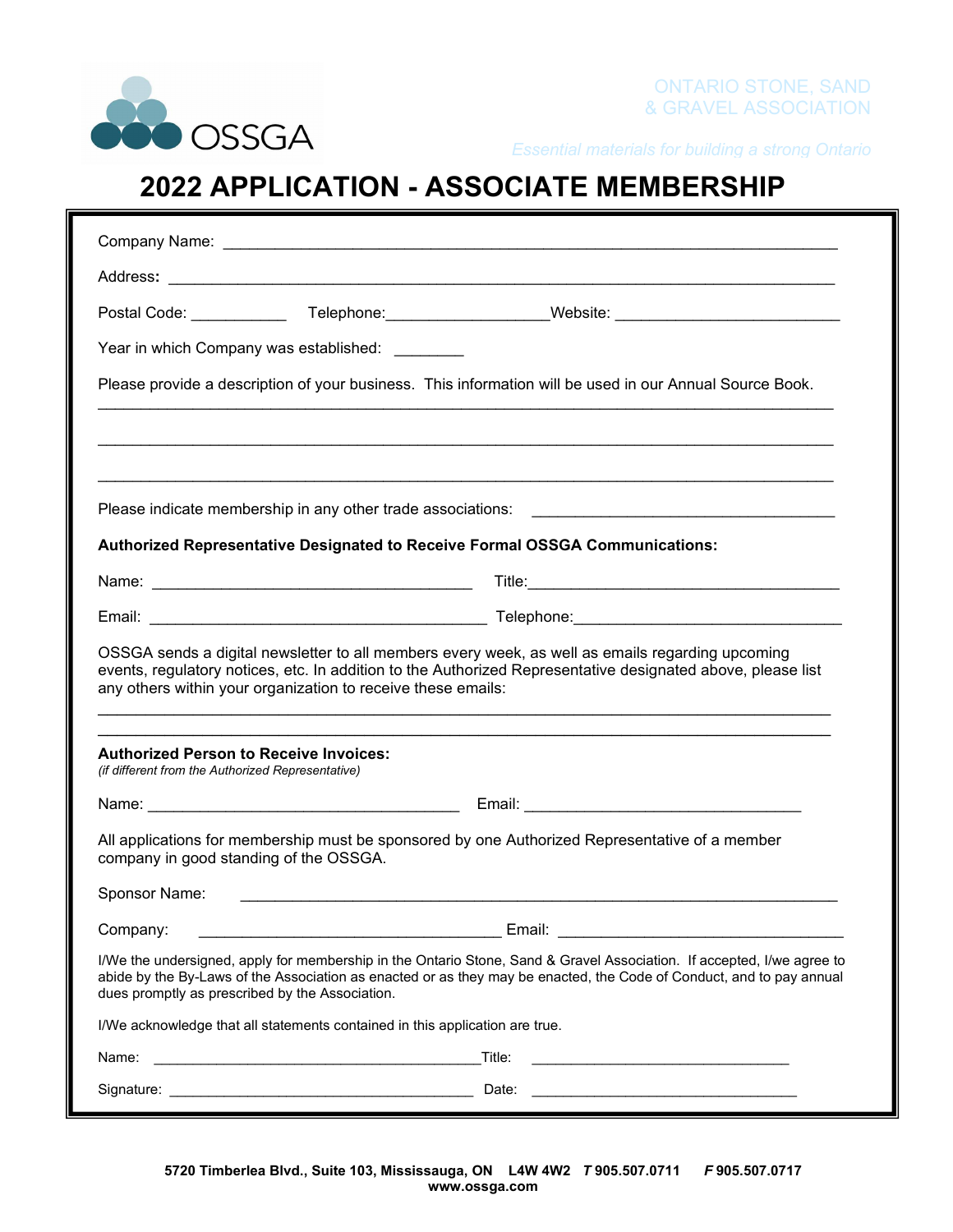OSSGA

ONTARIO STONE, SAND & GRAVEL ASSOCIATION

*Essential materials for building a strong Ontario*

# 2022 APPLICATION - ASSOCIATE MEMBERSHIP

Company Name: ______________________________________________________________

Address: ____________________________________________________________________

Postal Code: ___________ Telephone:__________________Website: _________________________

Year in which Company was established: ________

Please provide a description of your business. This information will be used in our Annual Source Book.

______________________________________________________________________________

______________________________________________________________________________

______________________________________________________________________________

Please indicate membership in any other trade associations: __________________________________

**Authorized Representative Designated to Receive Formal OSSGA Communications:**

Name: ____________________________________ Title:____________________________________

Email: _____________________________________ Telephone:______________________________

OSSGA sends a digital newsletter to all members every week, as well as emails regarding upcoming events, regulatory notices, etc. In addition to the Authorized Representative designated above, please list any others within your organization to receive these emails:

______________________________________________________________________________

______________________________________________________________________________

**Authorized Person to Receive Invoices:**
*(if different from the Authorized Representative)*

Name: ___________________________________ Email: _________________________________

All applications for membership must be sponsored by one Authorized Representative of a member company in good standing of the OSSGA.

Sponsor Name: ________________________________________________________________

Company: __________________________________ Email: _________________________________

I/We the undersigned, apply for membership in the Ontario Stone, Sand & Gravel Association. If accepted, I/we agree to abide by the By-Laws of the Association as enacted or as they may be enacted, the Code of Conduct, and to pay annual dues promptly as prescribed by the Association.

I/We acknowledge that all statements contained in this application are true.

Name: ________________________________________Title: ________________________________

Signature: ____________________________________ Date: _________________________________

**5720 Timberlea Blvd., Suite 103, Mississauga, ON L4W 4W2 *T* 905.507.0711 *F* 905.507.0717**
**www.ossga.com**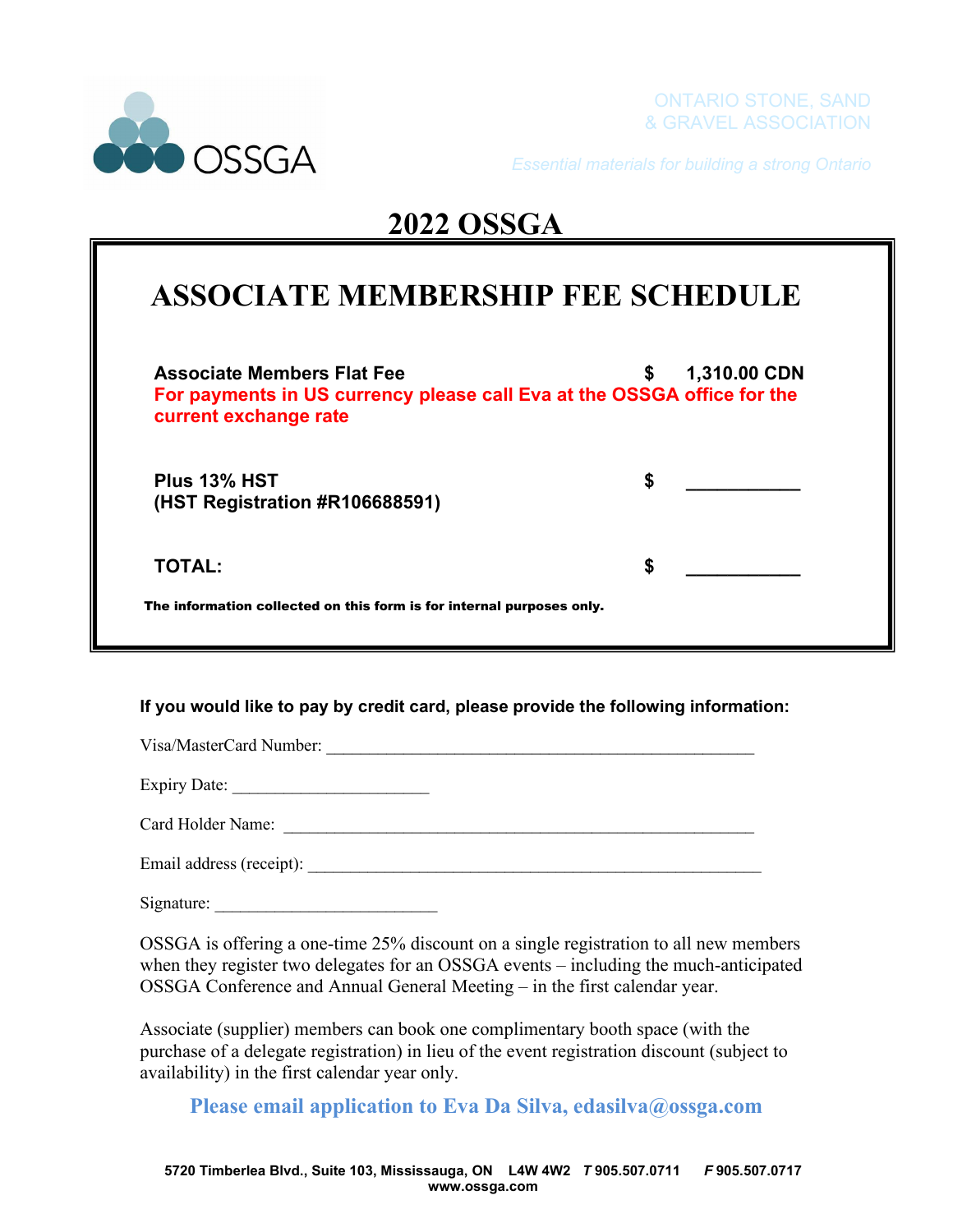OSSGA

ONTARIO STONE, SAND & GRAVEL ASSOCIATION

*Essential materials for building a strong Ontario*

# 2022 OSSGA

## ASSOCIATE MEMBERSHIP FEE SCHEDULE

| | | |
|---|---|---|
| **Associate Members Flat Fee** | **$** | **1,310.00 CDN** |
| **For payments in US currency please call Eva at the OSSGA office for the current exchange rate** | | |
| **Plus 13% HST (HST Registration #R106688591)** | **$** | ___________ |
| **TOTAL:** | **$** | ___________ |

**The information collected on this form is for internal purposes only.**

**If you would like to pay by credit card, please provide the following information:**

Visa/MasterCard Number: ____________________________________________________

Expiry Date: _______________________

Card Holder Name: _______________________________________________________

Email address (receipt): _____________________________________________________

Signature: __________________________

OSSGA is offering a one-time 25% discount on a single registration to all new members when they register two delegates for an OSSGA events – including the much-anticipated OSSGA Conference and Annual General Meeting – in the first calendar year.

Associate (supplier) members can book one complimentary booth space (with the purchase of a delegate registration) in lieu of the event registration discount (subject to availability) in the first calendar year only.

**Please email application to Eva Da Silva, edasilva@ossga.com**

**5720 Timberlea Blvd., Suite 103, Mississauga, ON L4W 4W2 *T* 905.507.0711 *F* 905.507.0717**
**www.ossga.com**